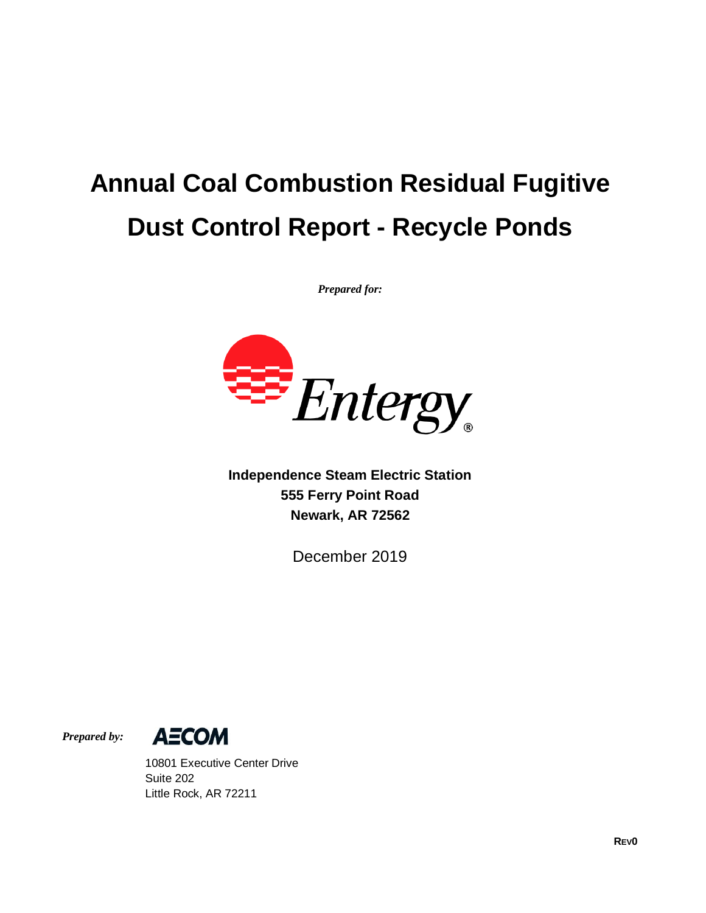# Annual Coal Combustion Residual Fugitive Dust Control Report - Recycle Ponds

***Prepared for:***

Entergy®

**Independence Steam Electric Station**
**555 Ferry Point Road**
**Newark, AR 72562**

December 2019

***Prepared by:***

AECOM

10801 Executive Center Drive
Suite 202
Little Rock, AR 72211

**REV0**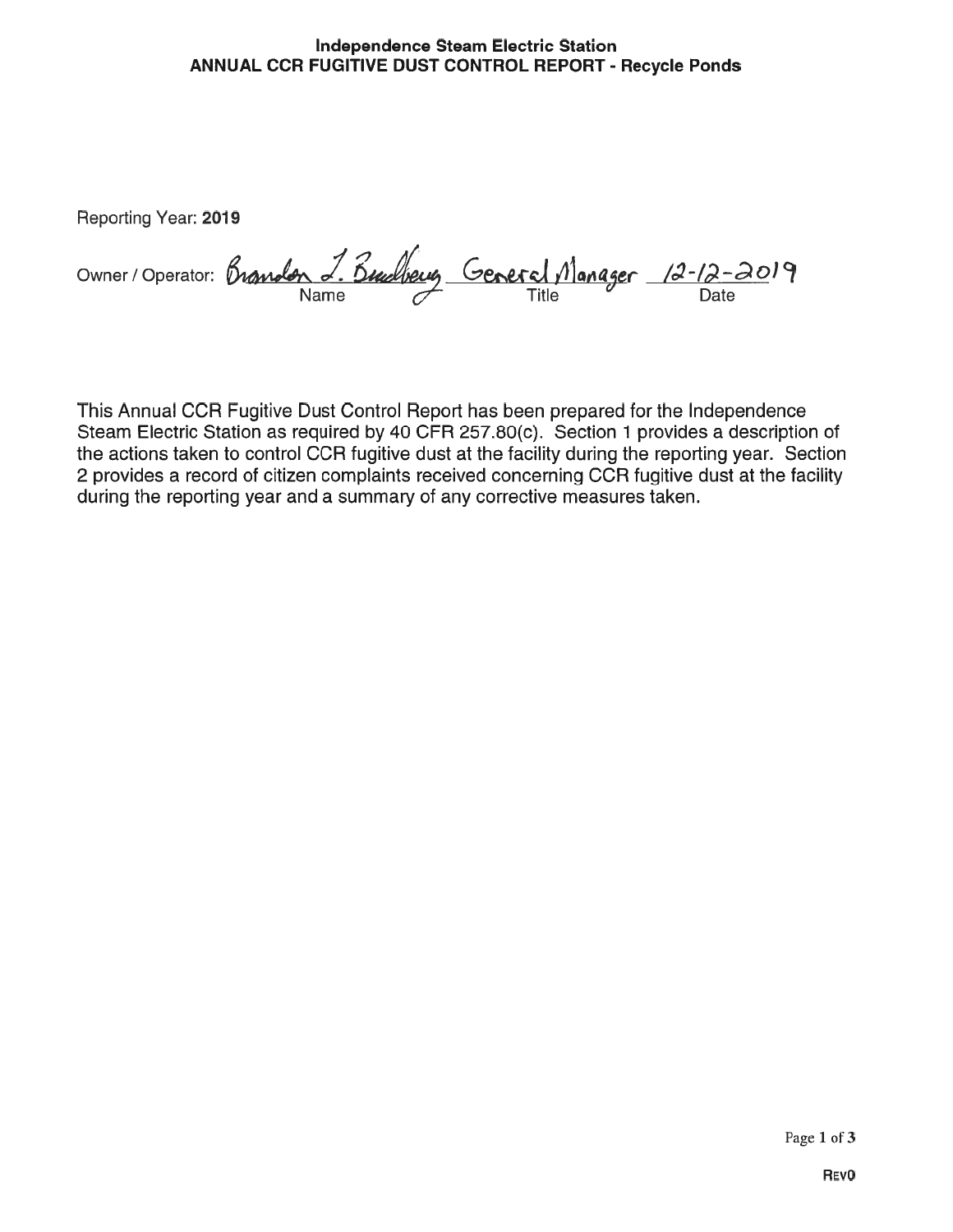**Independence Steam Electric Station**
**ANNUAL CCR FUGITIVE DUST CONTROL REPORT - Recycle Ponds**

Reporting Year: **2019**

Owner / Operator: Brandon L. Bradberry, General Manager, 12-12-2019

| Name | Title | Date |
|---|---|---|
| Brandon L. Bradberry | General Manager | 12-12-2019 |

This Annual CCR Fugitive Dust Control Report has been prepared for the Independence Steam Electric Station as required by 40 CFR 257.80(c). Section 1 provides a description of the actions taken to control CCR fugitive dust at the facility during the reporting year. Section 2 provides a record of citizen complaints received concerning CCR fugitive dust at the facility during the reporting year and a summary of any corrective measures taken.

REV0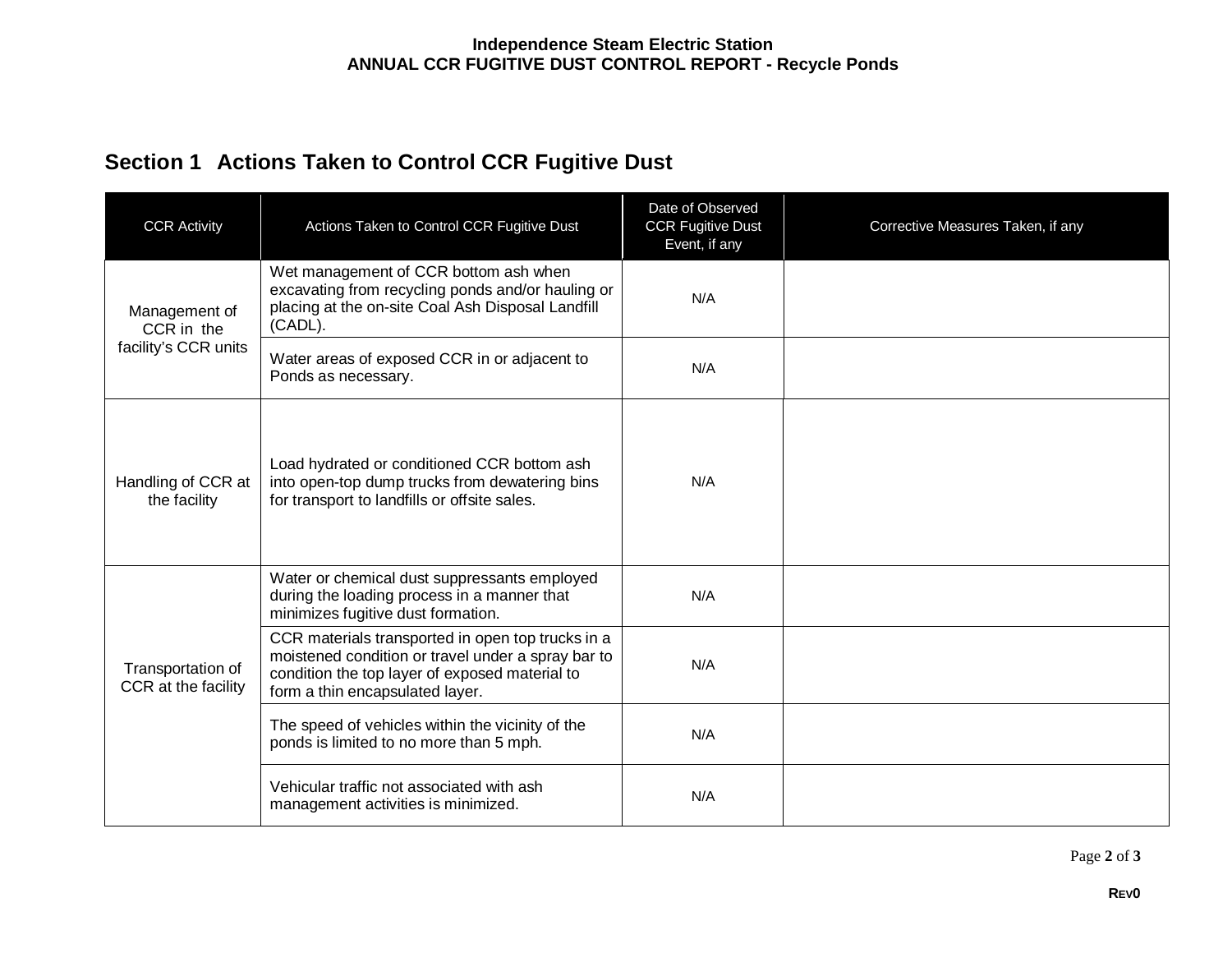## Section 1 Actions Taken to Control CCR Fugitive Dust

| CCR Activity | Actions Taken to Control CCR Fugitive Dust | Date of Observed CCR Fugitive Dust Event, if any | Corrective Measures Taken, if any |
|---|---|---|---|
| Management of CCR in the facility's CCR units | Wet management of CCR bottom ash when excavating from recycling ponds and/or hauling or placing at the on-site Coal Ash Disposal Landfill (CADL). | N/A | |
| | Water areas of exposed CCR in or adjacent to Ponds as necessary. | N/A | |
| Handling of CCR at the facility | Load hydrated or conditioned CCR bottom ash into open-top dump trucks from dewatering bins for transport to landfills or offsite sales. | N/A | |
| Transportation of CCR at the facility | Water or chemical dust suppressants employed during the loading process in a manner that minimizes fugitive dust formation. | N/A | |
| | CCR materials transported in open top trucks in a moistened condition or travel under a spray bar to condition the top layer of exposed material to form a thin encapsulated layer. | N/A | |
| | The speed of vehicles within the vicinity of the ponds is limited to no more than 5 mph. | N/A | |
| | Vehicular traffic not associated with ash management activities is minimized. | N/A | |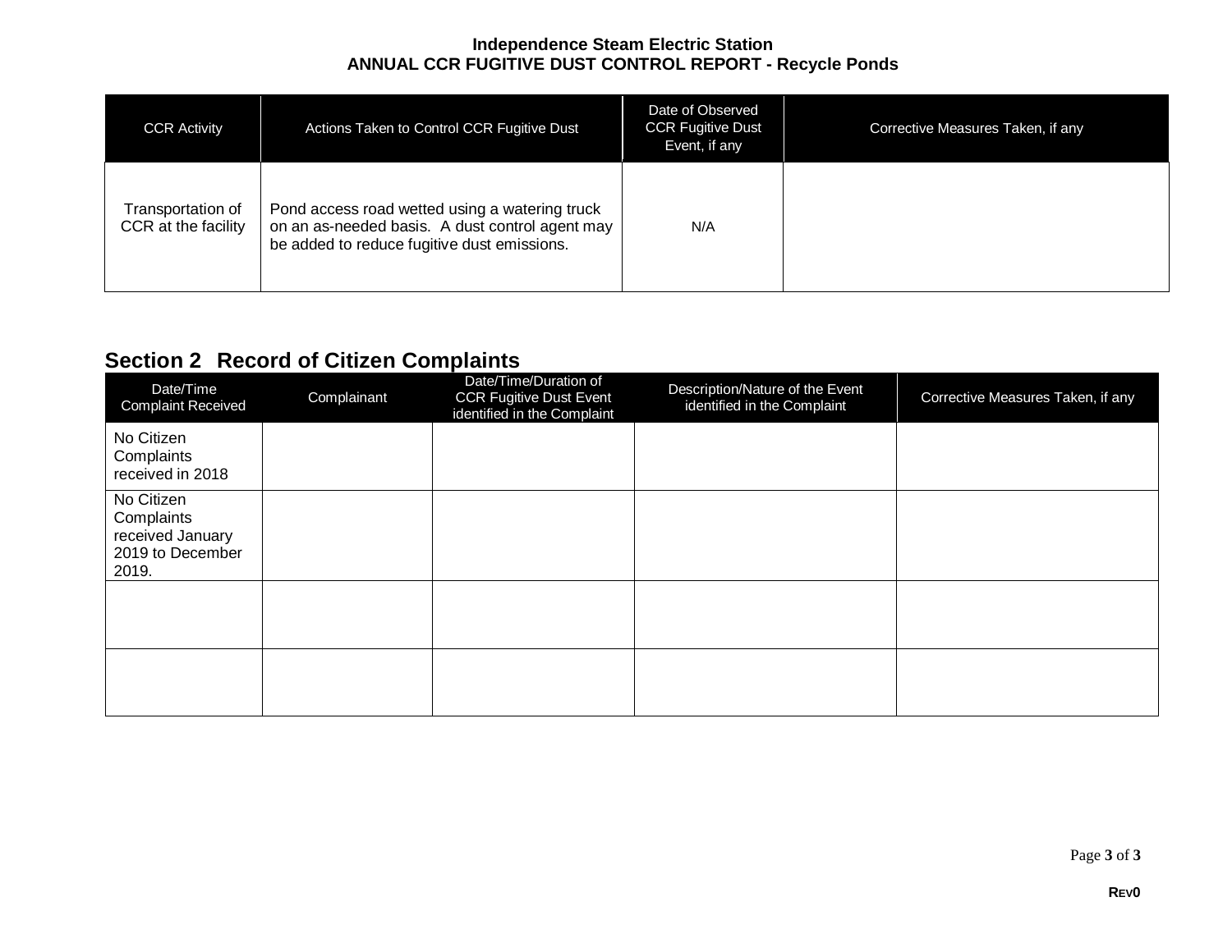Independence Steam Electric Station
**ANNUAL CCR FUGITIVE DUST CONTROL REPORT - Recycle Ponds**

| CCR Activity | Actions Taken to Control CCR Fugitive Dust | Date of Observed CCR Fugitive Dust Event, if any | Corrective Measures Taken, if any |
|---|---|---|---|
| Transportation of CCR at the facility | Pond access road wetted using a watering truck on an as-needed basis. A dust control agent may be added to reduce fugitive dust emissions. | N/A | |

## Section 2 Record of Citizen Complaints

| Date/Time Complaint Received | Complainant | Date/Time/Duration of CCR Fugitive Dust Event identified in the Complaint | Description/Nature of the Event identified in the Complaint | Corrective Measures Taken, if any |
|---|---|---|---|---|
| No Citizen Complaints received in 2018 | | | | |
| No Citizen Complaints received January 2019 to December 2019. | | | | |
| | | | | |
| | | | | |

REV0